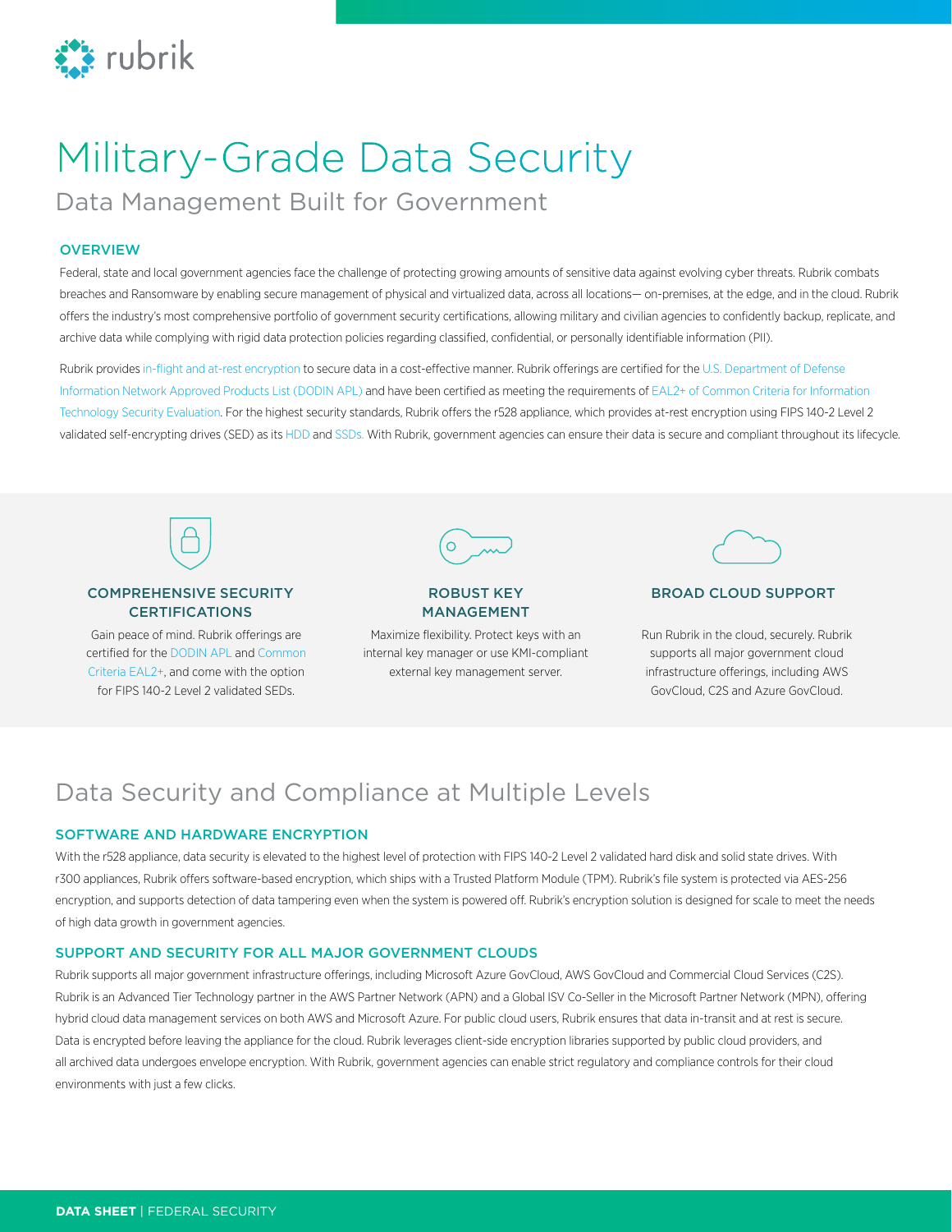# Military-Grade Data Security

## Data Management Built for Government

### OVERVIEW

Federal, state and local government agencies face the challenge of protecting growing amounts of sensitive data against evolving cyber threats. Rubrik combats breaches and Ransomware by enabling secure management of physical and virtualized data, across all locations— on-premises, at the edge, and in the cloud. Rubrik offers the industry's most comprehensive portfolio of government security certifications, allowing military and civilian agencies to confidently backup, replicate, and archive data while complying with rigid data protection policies regarding classified, confidential, or personally identifiable information (PII).

Rubrik provides in-flight and at-rest encryption to secure data in a cost-effective manner. Rubrik offerings are certified for the U.S. Department of Defense Information Network Approved Products List (DODIN APL) and have been certified as meeting the requirements of EAL2+ of Common Criteria for Information Technology Security Evaluation. For the highest security standards, Rubrik offers the r528 appliance, which provides at-rest encryption using FIPS 140-2 Level 2 validated self-encrypting drives (SED) as its HDD and SSDs. With Rubrik, government agencies can ensure their data is secure and compliant throughout its lifecycle.

### COMPREHENSIVE SECURITY CERTIFICATIONS

Gain peace of mind. Rubrik offerings are certified for the DODIN APL and Common Criteria EAL2+, and come with the option for FIPS 140-2 Level 2 validated SEDs.

### ROBUST KEY MANAGEMENT

Maximize flexibility. Protect keys with an internal key manager or use KMI-compliant external key management server.

### BROAD CLOUD SUPPORT

Run Rubrik in the cloud, securely. Rubrik supports all major government cloud infrastructure offerings, including AWS GovCloud, C2S and Azure GovCloud.

## Data Security and Compliance at Multiple Levels

### SOFTWARE AND HARDWARE ENCRYPTION

With the r528 appliance, data security is elevated to the highest level of protection with FIPS 140-2 Level 2 validated hard disk and solid state drives. With r300 appliances, Rubrik offers software-based encryption, which ships with a Trusted Platform Module (TPM). Rubrik's file system is protected via AES-256 encryption, and supports detection of data tampering even when the system is powered off. Rubrik's encryption solution is designed for scale to meet the needs of high data growth in government agencies.

### SUPPORT AND SECURITY FOR ALL MAJOR GOVERNMENT CLOUDS

Rubrik supports all major government infrastructure offerings, including Microsoft Azure GovCloud, AWS GovCloud and Commercial Cloud Services (C2S). Rubrik is an Advanced Tier Technology partner in the AWS Partner Network (APN) and a Global ISV Co-Seller in the Microsoft Partner Network (MPN), offering hybrid cloud data management services on both AWS and Microsoft Azure. For public cloud users, Rubrik ensures that data in-transit and at rest is secure. Data is encrypted before leaving the appliance for the cloud. Rubrik leverages client-side encryption libraries supported by public cloud providers, and all archived data undergoes envelope encryption. With Rubrik, government agencies can enable strict regulatory and compliance controls for their cloud environments with just a few clicks.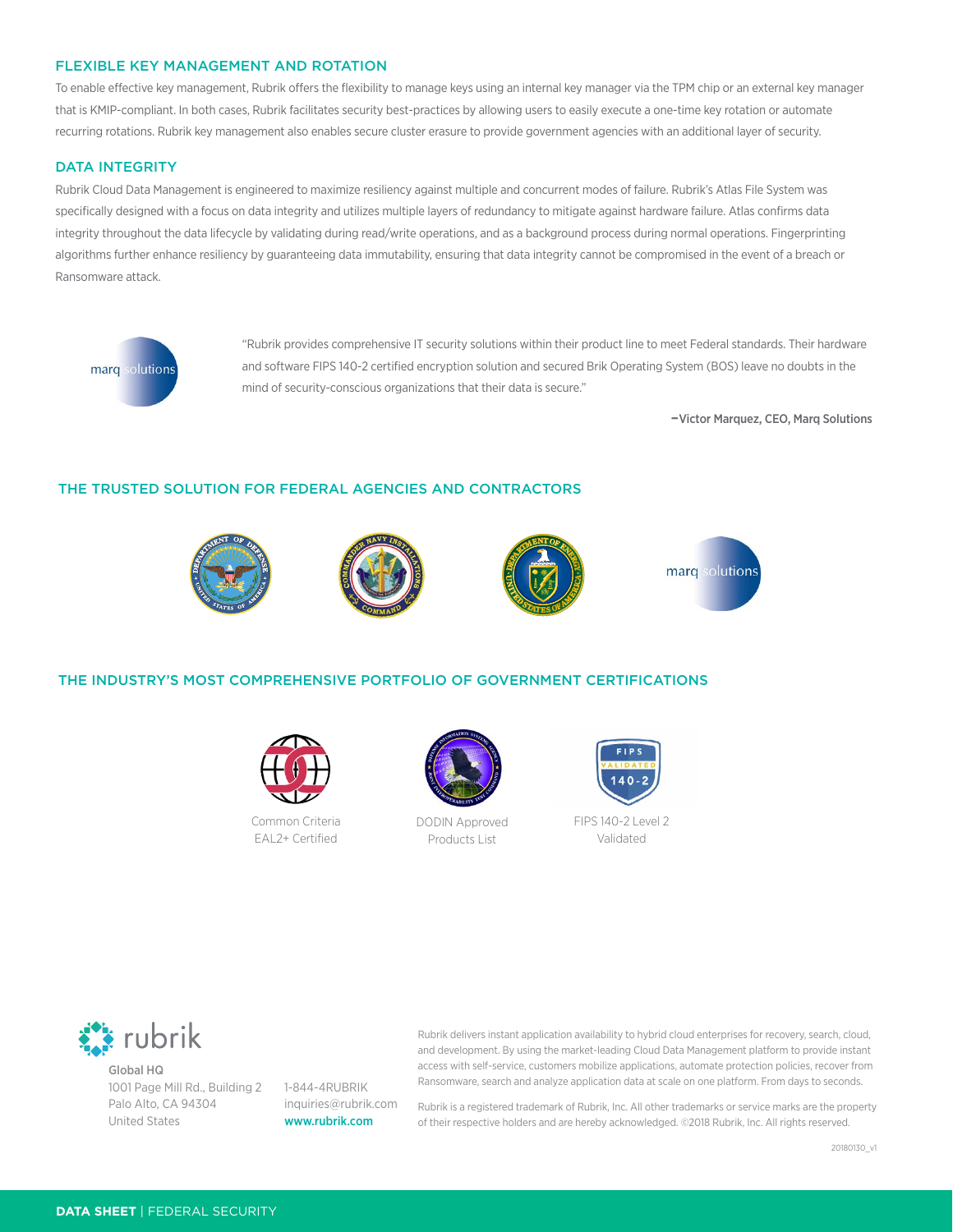## FLEXIBLE KEY MANAGEMENT AND ROTATION

To enable effective key management, Rubrik offers the flexibility to manage keys using an internal key manager via the TPM chip or an external key manager that is KMIP-compliant. In both cases, Rubrik facilitates security best-practices by allowing users to easily execute a one-time key rotation or automate recurring rotations. Rubrik key management also enables secure cluster erasure to provide government agencies with an additional layer of security.

## DATA INTEGRITY

Rubrik Cloud Data Management is engineered to maximize resiliency against multiple and concurrent modes of failure. Rubrik's Atlas File System was specifically designed with a focus on data integrity and utilizes multiple layers of redundancy to mitigate against hardware failure. Atlas confirms data integrity throughout the data lifecycle by validating during read/write operations, and as a background process during normal operations. Fingerprinting algorithms further enhance resiliency by guaranteeing data immutability, ensuring that data integrity cannot be compromised in the event of a breach or Ransomware attack.

"Rubrik provides comprehensive IT security solutions within their product line to meet Federal standards. Their hardware and software FIPS 140-2 certified encryption solution and secured Brik Operating System (BOS) leave no doubts in the mind of security-conscious organizations that their data is secure."

**—Victor Marquez, CEO, Marq Solutions**

## THE TRUSTED SOLUTION FOR FEDERAL AGENCIES AND CONTRACTORS

## THE INDUSTRY'S MOST COMPREHENSIVE PORTFOLIO OF GOVERNMENT CERTIFICATIONS

Common Criteria EAL2+ Certified

DODIN Approved Products List

FIPS 140-2 Level 2 Validated

**Global HQ**
1001 Page Mill Rd., Building 2
Palo Alto, CA 94304
United States

1-844-4RUBRIK
inquiries@rubrik.com
**www.rubrik.com**

Rubrik delivers instant application availability to hybrid cloud enterprises for recovery, search, cloud, and development. By using the market-leading Cloud Data Management platform to provide instant access with self-service, customers mobilize applications, automate protection policies, recover from Ransomware, search and analyze application data at scale on one platform. From days to seconds.

Rubrik is a registered trademark of Rubrik, Inc. All other trademarks or service marks are the property of their respective holders and are hereby acknowledged. ©2018 Rubrik, Inc. All rights reserved.

20180130_v1